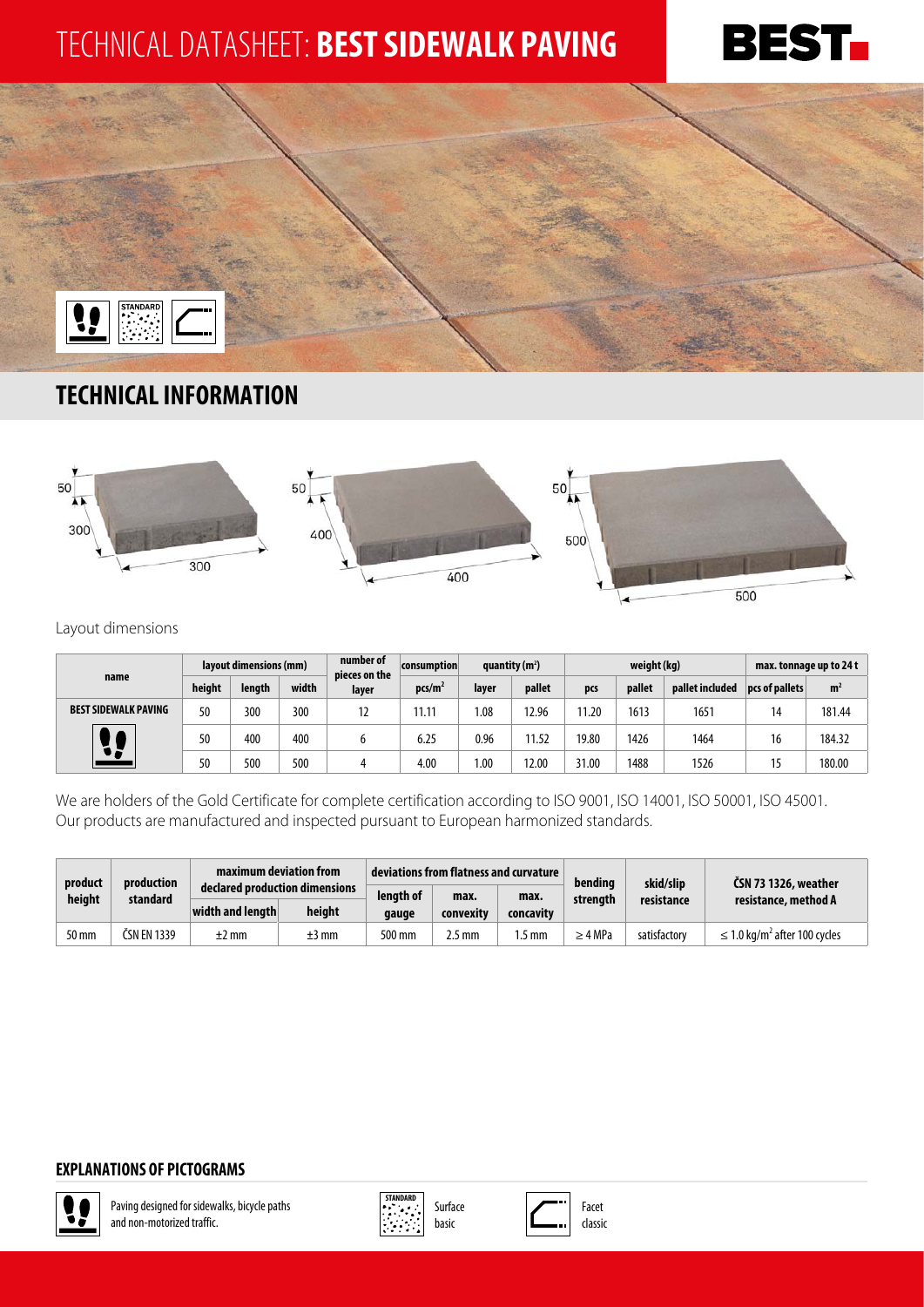# TECHNICAL DATASHEET: **BEST SIDEWALK PAVING**

## TECHNICAL INFORMATION

50
300
300

50
400
400

50
500
500

Layout dimensions

| name | layout dimensions (mm) | | | number of pieces on the layer | consumption | quantity (m²) | | weight (kg) | | | max. tonnage up to 24 t | |
|---|---|---|---|---|---|---|---|---|---|---|---|---|
| | height | length | width | | pcs/m² | layer | pallet | pcs | pallet | pallet included | pcs of pallets | m² |
| BEST SIDEWALK PAVING | 50 | 300 | 300 | 12 | 11.11 | 1.08 | 12.96 | 11.20 | 1613 | 1651 | 14 | 181.44 |
| | 50 | 400 | 400 | 6 | 6.25 | 0.96 | 11.52 | 19.80 | 1426 | 1464 | 16 | 184.32 |
| | 50 | 500 | 500 | 4 | 4.00 | 1.00 | 12.00 | 31.00 | 1488 | 1526 | 15 | 180.00 |

We are holders of the Gold Certificate for complete certification according to ISO 9001, ISO 14001, ISO 50001, ISO 45001.
Our products are manufactured and inspected pursuant to European harmonized standards.

| product height | production standard | maximum deviation from declared production dimensions | | deviations from flatness and curvature | | | bending strength | skid/slip resistance | ČSN 73 1326, weather resistance, method A |
|---|---|---|---|---|---|---|---|---|---|
| | | width and length | height | length of gauge | max. convexity | max. concavity | | | |
| 50 mm | ČSN EN 1339 | ±2 mm | ±3 mm | 500 mm | 2.5 mm | 1.5 mm | ≥ 4 MPa | satisfactory | ≤ 1.0 kg/m² after 100 cycles |

### EXPLANATIONS OF PICTOGRAMS

Paving designed for sidewalks, bicycle paths and non-motorized traffic.

STANDARD Surface basic

Facet classic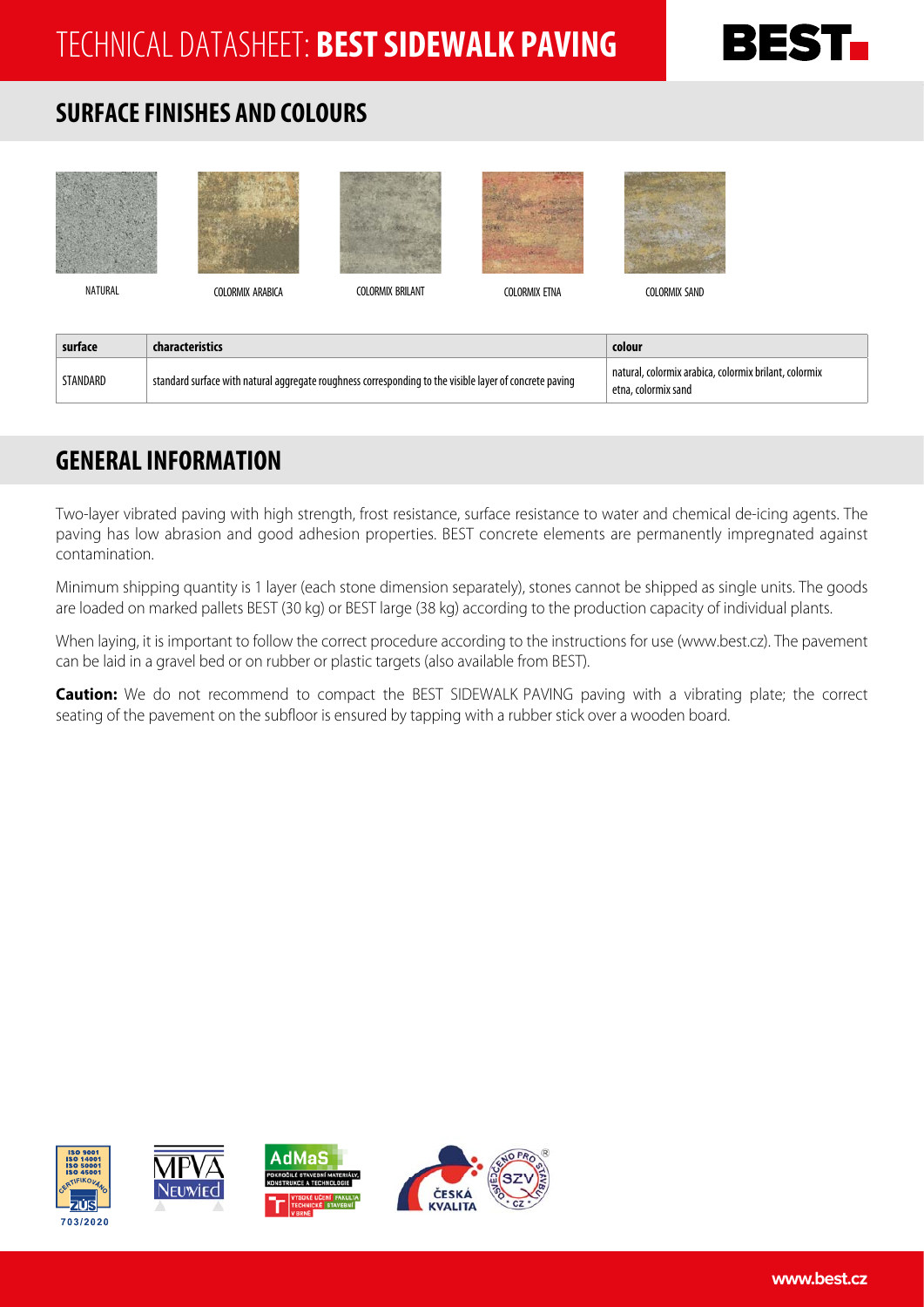# TECHNICAL DATASHEET: **BEST SIDEWALK PAVING**

## SURFACE FINISHES AND COLOURS

NATURAL

COLORMIX ARABICA

COLORMIX BRILANT

COLORMIX ETNA

COLORMIX SAND

| surface | characteristics | colour |
|---|---|---|
| STANDARD | standard surface with natural aggregate roughness corresponding to the visible layer of concrete paving | natural, colormix arabica, colormix brilant, colormix etna, colormix sand |

## GENERAL INFORMATION

Two-layer vibrated paving with high strength, frost resistance, surface resistance to water and chemical de-icing agents. The paving has low abrasion and good adhesion properties. BEST concrete elements are permanently impregnated against contamination.

Minimum shipping quantity is 1 layer (each stone dimension separately), stones cannot be shipped as single units. The goods are loaded on marked pallets BEST (30 kg) or BEST large (38 kg) according to the production capacity of individual plants.

When laying, it is important to follow the correct procedure according to the instructions for use (www.best.cz). The pavement can be laid in a gravel bed or on rubber or plastic targets (also available from BEST).

**Caution:** We do not recommend to compact the BEST SIDEWALK PAVING paving with a vibrating plate; the correct seating of the pavement on the subfloor is ensured by tapping with a rubber stick over a wooden board.